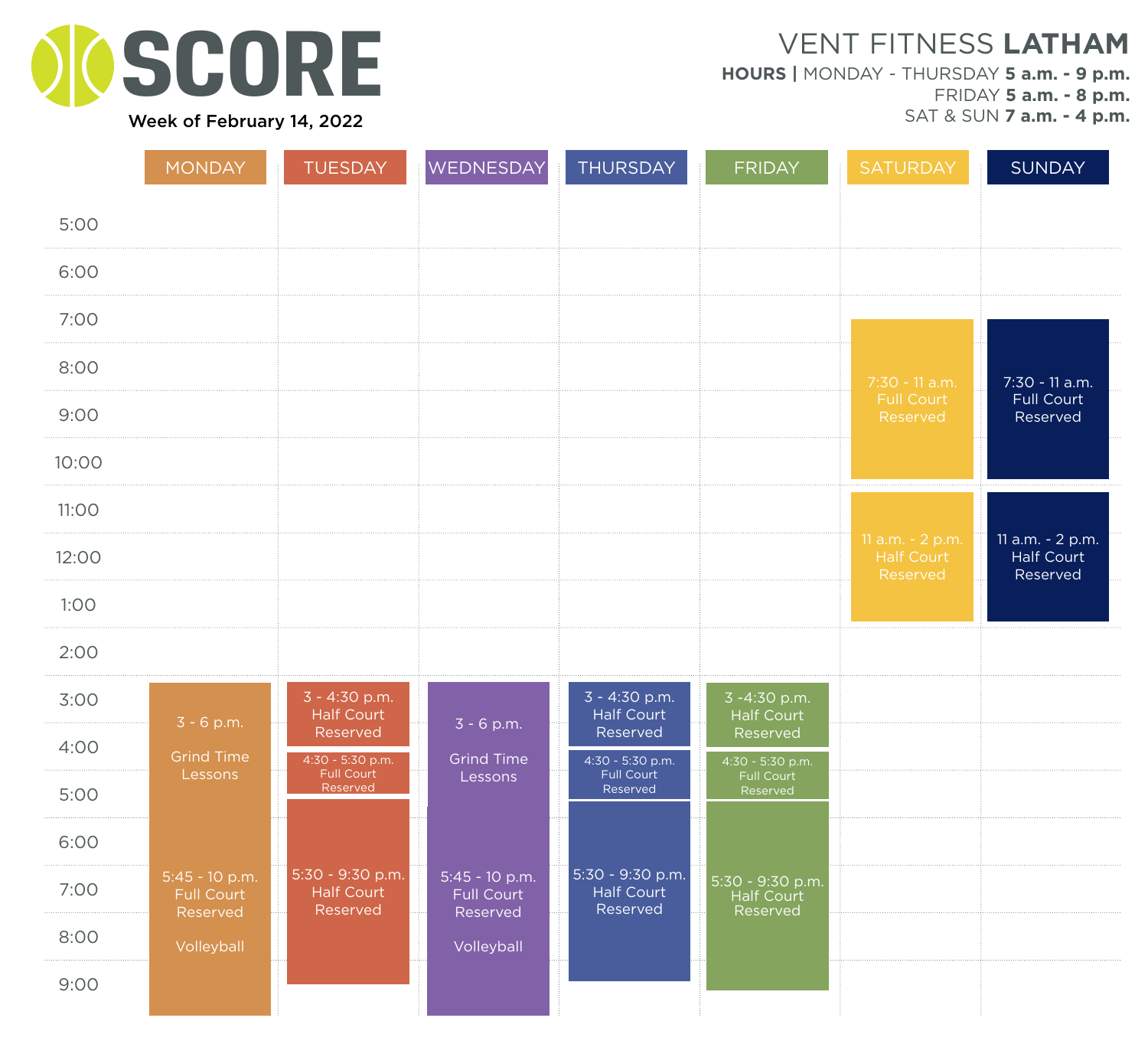# SCORE

Week of February 14, 2022

## VENT FITNESS **LATHAM**

**HOURS** | MONDAY - THURSDAY **5 a.m. - 9 p.m.**
FRIDAY **5 a.m. - 8 p.m.**
SAT & SUN **7 a.m. - 4 p.m.**

| MONDAY | TUESDAY | WEDNESDAY | THURSDAY | FRIDAY | SATURDAY | SUNDAY |
|---|---|---|---|---|---|---|
| 3 - 6 p.m. Grind Time Lessons | 3 - 4:30 p.m. Half Court Reserved | 3 - 6 p.m. Grind Time Lessons | 3 - 4:30 p.m. Half Court Reserved | 3 -4:30 p.m. Half Court Reserved | 7:30 - 11 a.m. Full Court Reserved | 7:30 - 11 a.m. Full Court Reserved |
| 5:45 - 10 p.m. Full Court Reserved Volleyball | 4:30 - 5:30 p.m. Full Court Reserved | 5:45 - 10 p.m. Full Court Reserved Volleyball | 4:30 - 5:30 p.m. Full Court Reserved | 4:30 - 5:30 p.m. Full Court Reserved | 11 a.m. - 2 p.m. Half Court Reserved | 11 a.m. - 2 p.m. Half Court Reserved |
| | 5:30 - 9:30 p.m. Half Court Reserved | | 5:30 - 9:30 p.m. Half Court Reserved | 5:30 - 9:30 p.m. Half Court Reserved | | |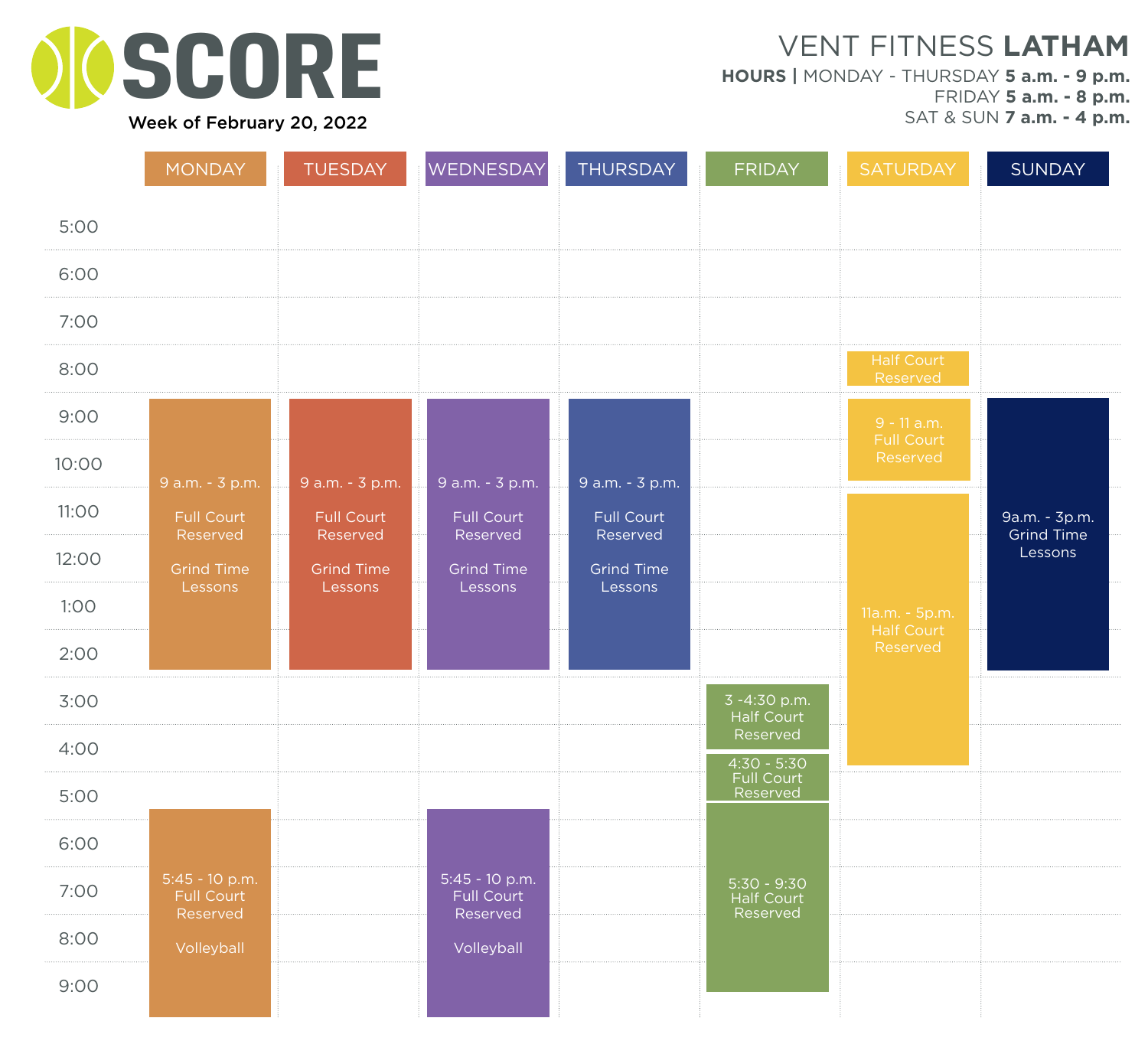# SCORE

Week of February 20, 2022

## VENT FITNESS LATHAM

**HOURS** | MONDAY - THURSDAY **5 a.m. - 9 p.m.**
FRIDAY **5 a.m. - 8 p.m.**
SAT & SUN **7 a.m. - 4 p.m.**

| Day | Schedule |
|---|---|
| MONDAY | 9 a.m. - 3 p.m. Full Court Reserved, Grind Time Lessons; 5:45 - 10 p.m. Full Court Reserved, Volleyball |
| TUESDAY | 9 a.m. - 3 p.m. Full Court Reserved, Grind Time Lessons |
| WEDNESDAY | 9 a.m. - 3 p.m. Full Court Reserved, Grind Time Lessons; 5:45 - 10 p.m. Full Court Reserved, Volleyball |
| THURSDAY | 9 a.m. - 3 p.m. Full Court Reserved, Grind Time Lessons |
| FRIDAY | 3 -4:30 p.m. Half Court Reserved; 4:30 - 5:30 Full Court Reserved; 5:30 - 9:30 Half Court Reserved |
| SATURDAY | Half Court Reserved (8:00); 9 - 11 a.m. Full Court Reserved; 11a.m. - 5p.m. Half Court Reserved |
| SUNDAY | 9a.m. - 3p.m. Grind Time Lessons |